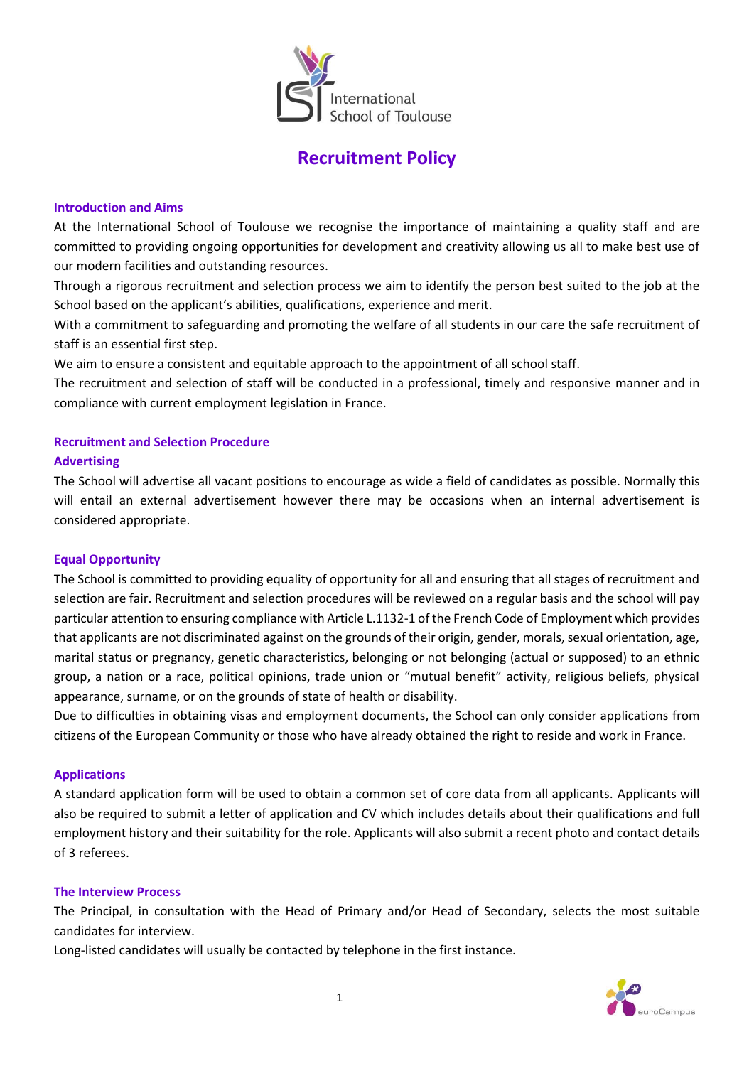# Recruitment Policy

### Introduction and Aims

At the International School of Toulouse we recognise the importance of maintaining a quality staff and are committed to providing ongoing opportunities for development and creativity allowing us all to make best use of our modern facilities and outstanding resources.

Through a rigorous recruitment and selection process we aim to identify the person best suited to the job at the School based on the applicant's abilities, qualifications, experience and merit.

With a commitment to safeguarding and promoting the welfare of all students in our care the safe recruitment of staff is an essential first step.

We aim to ensure a consistent and equitable approach to the appointment of all school staff.

The recruitment and selection of staff will be conducted in a professional, timely and responsive manner and in compliance with current employment legislation in France.

### Recruitment and Selection Procedure

#### Advertising

The School will advertise all vacant positions to encourage as wide a field of candidates as possible. Normally this will entail an external advertisement however there may be occasions when an internal advertisement is considered appropriate.

#### Equal Opportunity

The School is committed to providing equality of opportunity for all and ensuring that all stages of recruitment and selection are fair. Recruitment and selection procedures will be reviewed on a regular basis and the school will pay particular attention to ensuring compliance with Article L.1132-1 of the French Code of Employment which provides that applicants are not discriminated against on the grounds of their origin, gender, morals, sexual orientation, age, marital status or pregnancy, genetic characteristics, belonging or not belonging (actual or supposed) to an ethnic group, a nation or a race, political opinions, trade union or "mutual benefit" activity, religious beliefs, physical appearance, surname, or on the grounds of state of health or disability.

Due to difficulties in obtaining visas and employment documents, the School can only consider applications from citizens of the European Community or those who have already obtained the right to reside and work in France.

#### Applications

A standard application form will be used to obtain a common set of core data from all applicants. Applicants will also be required to submit a letter of application and CV which includes details about their qualifications and full employment history and their suitability for the role. Applicants will also submit a recent photo and contact details of 3 referees.

#### The Interview Process

The Principal, in consultation with the Head of Primary and/or Head of Secondary, selects the most suitable candidates for interview.

Long-listed candidates will usually be contacted by telephone in the first instance.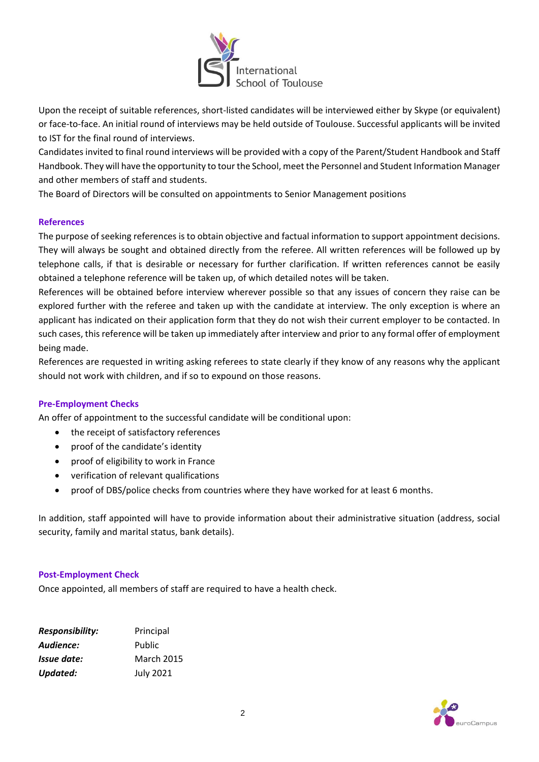Upon the receipt of suitable references, short-listed candidates will be interviewed either by Skype (or equivalent) or face-to-face. An initial round of interviews may be held outside of Toulouse. Successful applicants will be invited to IST for the final round of interviews.

Candidates invited to final round interviews will be provided with a copy of the Parent/Student Handbook and Staff Handbook. They will have the opportunity to tour the School, meet the Personnel and Student Information Manager and other members of staff and students.

The Board of Directors will be consulted on appointments to Senior Management positions

## References

The purpose of seeking references is to obtain objective and factual information to support appointment decisions. They will always be sought and obtained directly from the referee. All written references will be followed up by telephone calls, if that is desirable or necessary for further clarification. If written references cannot be easily obtained a telephone reference will be taken up, of which detailed notes will be taken.

References will be obtained before interview wherever possible so that any issues of concern they raise can be explored further with the referee and taken up with the candidate at interview. The only exception is where an applicant has indicated on their application form that they do not wish their current employer to be contacted. In such cases, this reference will be taken up immediately after interview and prior to any formal offer of employment being made.

References are requested in writing asking referees to state clearly if they know of any reasons why the applicant should not work with children, and if so to expound on those reasons.

## Pre-Employment Checks

An offer of appointment to the successful candidate will be conditional upon:

- the receipt of satisfactory references
- proof of the candidate's identity
- proof of eligibility to work in France
- verification of relevant qualifications
- proof of DBS/police checks from countries where they have worked for at least 6 months.

In addition, staff appointed will have to provide information about their administrative situation (address, social security, family and marital status, bank details).

## Post-Employment Check

Once appointed, all members of staff are required to have a health check.

| | |
|---|---|
| ***Responsibility:*** | Principal |
| ***Audience:*** | Public |
| ***Issue date:*** | March 2015 |
| ***Updated:*** | July 2021 |